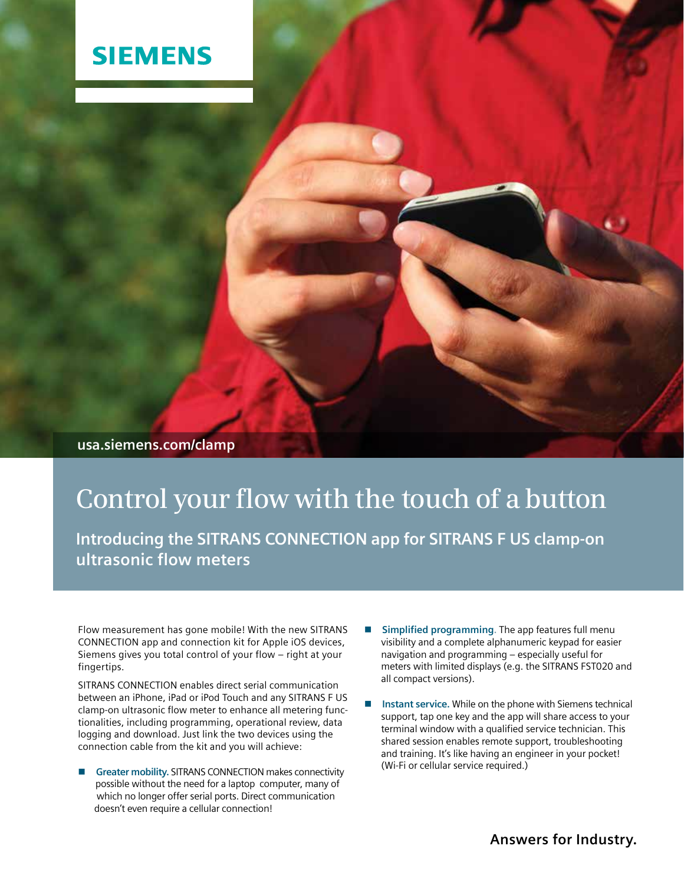SIEMENS

usa.siemens.com/clamp

# Control your flow with the touch of a button

## Introducing the SITRANS CONNECTION app for SITRANS F US clamp-on ultrasonic flow meters

Flow measurement has gone mobile! With the new SITRANS CONNECTION app and connection kit for Apple iOS devices, Siemens gives you total control of your flow – right at your fingertips.

SITRANS CONNECTION enables direct serial communication between an iPhone, iPad or iPod Touch and any SITRANS F US clamp-on ultrasonic flow meter to enhance all metering functionalities, including programming, operational review, data logging and download. Just link the two devices using the connection cable from the kit and you will achieve:

- **Greater mobility.** SITRANS CONNECTION makes connectivity possible without the need for a laptop computer, many of which no longer offer serial ports. Direct communication doesn't even require a cellular connection!
- **Simplified programming.** The app features full menu visibility and a complete alphanumeric keypad for easier navigation and programming – especially useful for meters with limited displays (e.g. the SITRANS FST020 and all compact versions).
- **Instant service.** While on the phone with Siemens technical support, tap one key and the app will share access to your terminal window with a qualified service technician. This shared session enables remote support, troubleshooting and training. It's like having an engineer in your pocket! (Wi-Fi or cellular service required.)

**Answers for Industry.**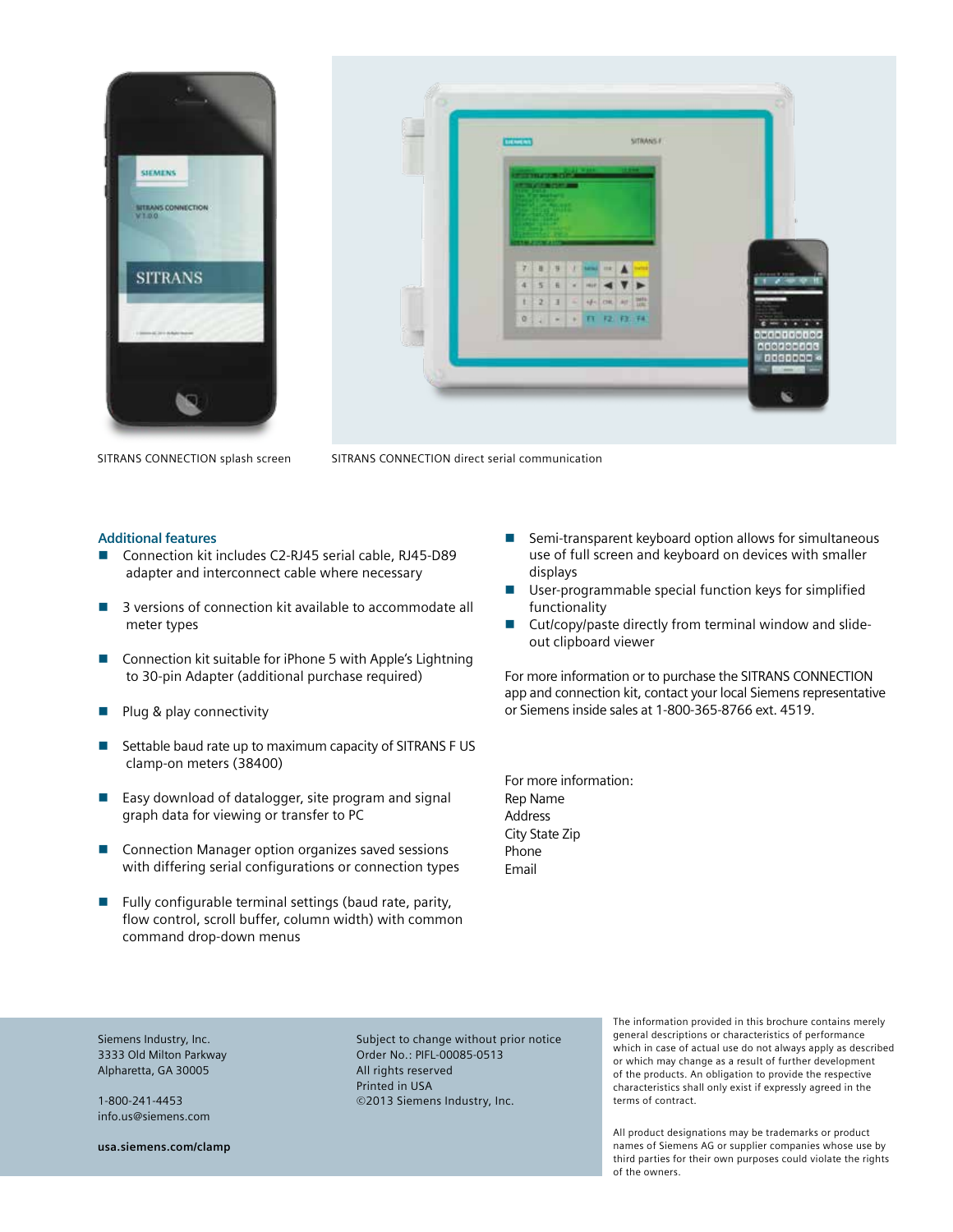SITRANS CONNECTION splash screen

SITRANS CONNECTION direct serial communication

### Additional features

- Connection kit includes C2-RJ45 serial cable, RJ45-D89 adapter and interconnect cable where necessary
- 3 versions of connection kit available to accommodate all meter types
- Connection kit suitable for iPhone 5 with Apple's Lightning to 30-pin Adapter (additional purchase required)
- Plug & play connectivity
- Settable baud rate up to maximum capacity of SITRANS F US clamp-on meters (38400)
- Easy download of datalogger, site program and signal graph data for viewing or transfer to PC
- Connection Manager option organizes saved sessions with differing serial configurations or connection types
- Fully configurable terminal settings (baud rate, parity, flow control, scroll buffer, column width) with common command drop-down menus
- Semi-transparent keyboard option allows for simultaneous use of full screen and keyboard on devices with smaller displays
- User-programmable special function keys for simplified functionality
- Cut/copy/paste directly from terminal window and slide-out clipboard viewer

For more information or to purchase the SITRANS CONNECTION app and connection kit, contact your local Siemens representative or Siemens inside sales at 1-800-365-8766 ext. 4519.

For more information:
Rep Name
Address
City State Zip
Phone
Email

Siemens Industry, Inc.
3333 Old Milton Parkway
Alpharetta, GA 30005

1-800-241-4453
info.us@siemens.com

**usa.siemens.com/clamp**

Subject to change without prior notice
Order No.: PIFL-00085-0513
All rights reserved
Printed in USA
©2013 Siemens Industry, Inc.

The information provided in this brochure contains merely general descriptions or characteristics of performance which in case of actual use do not always apply as described or which may change as a result of further development of the products. An obligation to provide the respective characteristics shall only exist if expressly agreed in the terms of contract.

All product designations may be trademarks or product names of Siemens AG or supplier companies whose use by third parties for their own purposes could violate the rights of the owners.